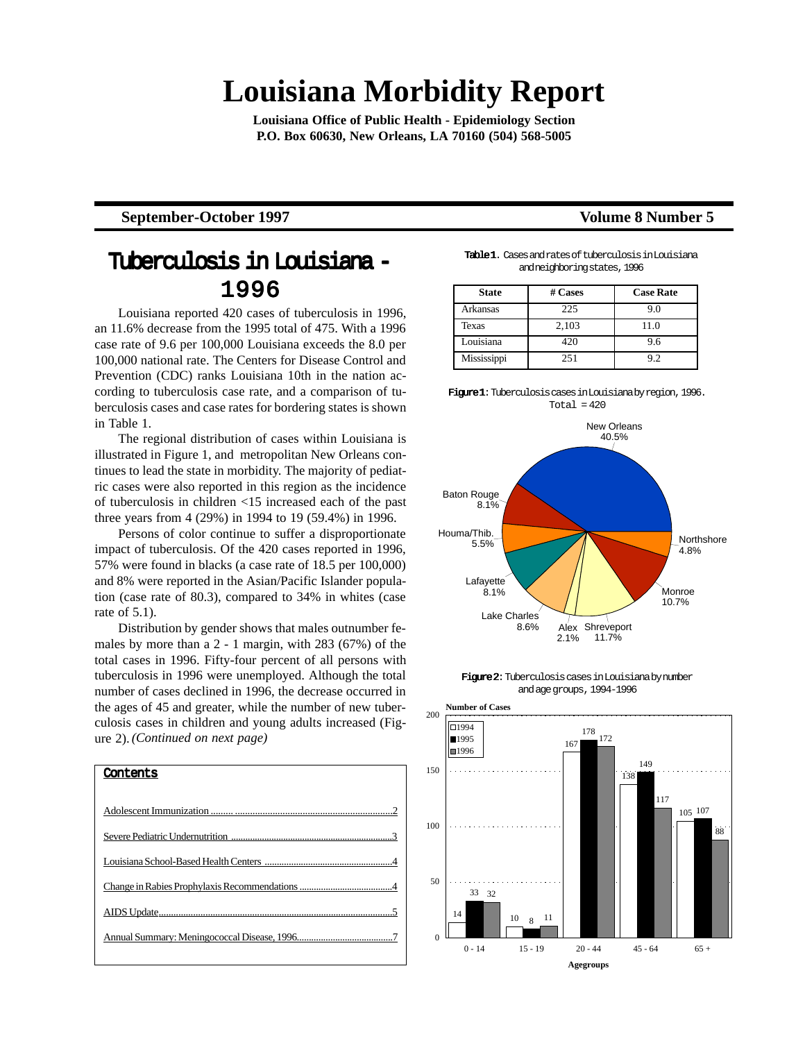# Louisiana Morbidity Report

**Louisiana Office of Public Health - Epidemiology Section**
**P.O. Box 60630, New Orleans, LA 70160 (504) 568-5005**

**September-October 1997** **Volume 8 Number 5**

## Tuberculosis in Louisiana - 1996

Louisiana reported 420 cases of tuberculosis in 1996, an 11.6% decrease from the 1995 total of 475. With a 1996 case rate of 9.6 per 100,000 Louisiana exceeds the 8.0 per 100,000 national rate. The Centers for Disease Control and Prevention (CDC) ranks Louisiana 10th in the nation according to tuberculosis case rate, and a comparison of tuberculosis cases and case rates for bordering states is shown in Table 1.

The regional distribution of cases within Louisiana is illustrated in Figure 1, and metropolitan New Orleans continues to lead the state in morbidity. The majority of pediatric cases were also reported in this region as the incidence of tuberculosis in children <15 increased each of the past three years from 4 (29%) in 1994 to 19 (59.4%) in 1996.

Persons of color continue to suffer a disproportionate impact of tuberculosis. Of the 420 cases reported in 1996, 57% were found in blacks (a case rate of 18.5 per 100,000) and 8% were reported in the Asian/Pacific Islander population (case rate of 80.3), compared to 34% in whites (case rate of 5.1).

Distribution by gender shows that males outnumber females by more than a 2 - 1 margin, with 283 (67%) of the total cases in 1996. Fifty-four percent of all persons with tuberculosis in 1996 were unemployed. Although the total number of cases declined in 1996, the decrease occurred in the ages of 45 and greater, while the number of new tuberculosis cases in children and young adults increased (Figure 2). *(Continued on next page)*

**Table 1**. Cases and rates of tuberculosis in Louisiana and neighboring states, 1996

| State | # Cases | Case Rate |
|---|---|---|
| Arkansas | 225 | 9.0 |
| Texas | 2,103 | 11.0 |
| Louisiana | 420 | 9.6 |
| Mississippi | 251 | 9.2 |

**Figure 1**: Tuberculosis cases in Louisiana by region, 1996. Total = 420

| Region | Percent |
|---|---|
| New Orleans | 40.5% |
| Northshore | 4.8% |
| Monroe | 10.7% |
| Shreveport | 11.7% |
| Alex | 2.1% |
| Lake Charles | 8.6% |
| Lafayette | 8.1% |
| Houma/Thib. | 5.5% |
| Baton Rouge | 8.1% |

**Figure 2**: Tuberculosis cases in Louisiana by number and age groups, 1994-1996

| Agegroups | 1994 | 1995 | 1996 |
|---|---|---|---|
| 0 - 14 | 14 | 33 | 32 |
| 15 - 19 | 10 | 8 | 11 |
| 20 - 44 | 167 | 178 | 172 |
| 45 - 64 | 138 | 149 | 117 |
| 65 + | 105 | 107 | 88 |

### Contents

- Adolescent Immunization ..... 2
- Severe Pediatric Undernutrition ..... 3
- Louisiana School-Based Health Centers ..... 4
- Change in Rabies Prophylaxis Recommendations ..... 4
- AIDS Update ..... 5
- Annual Summary: Meningococcal Disease, 1996 ..... 7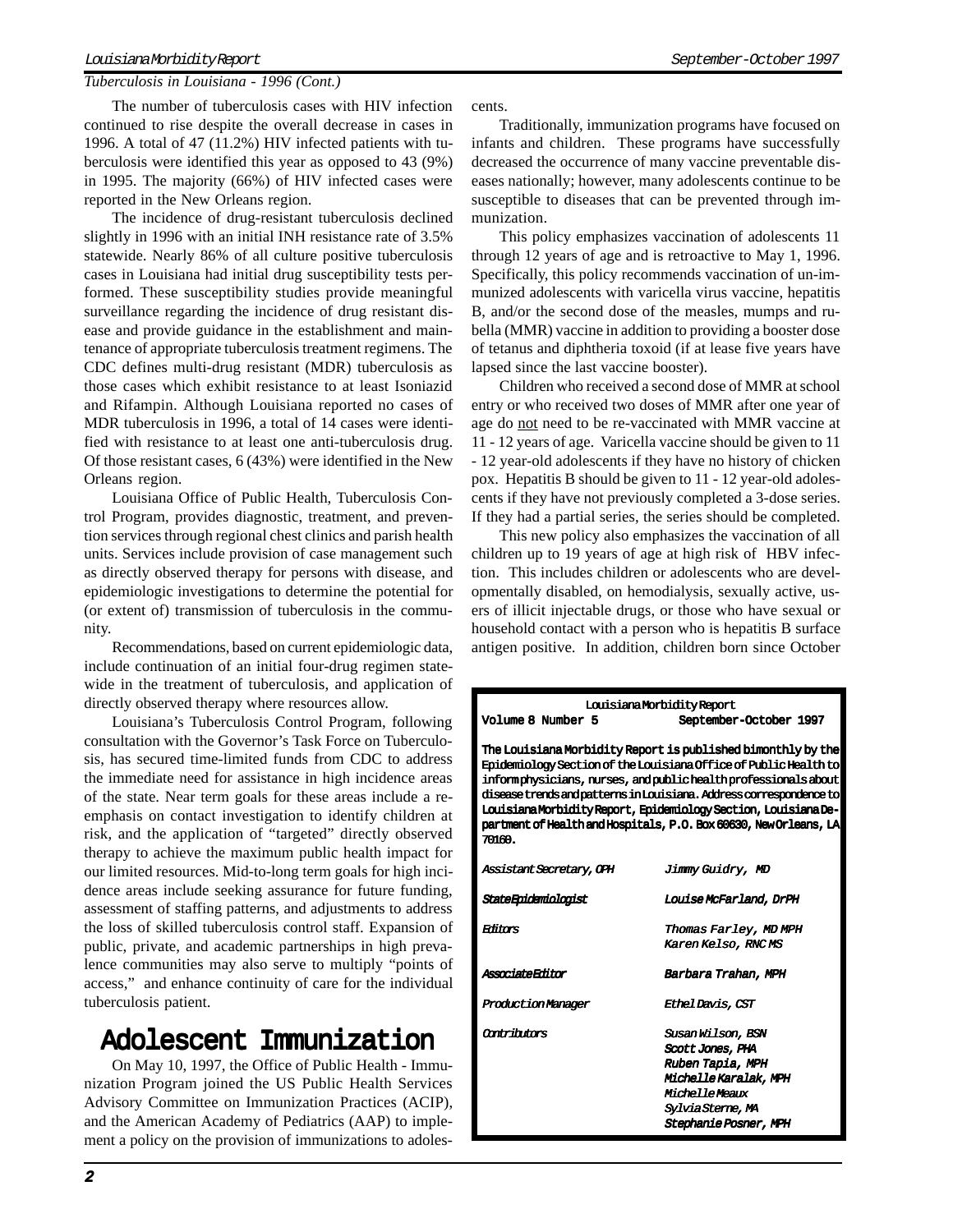*Tuberculosis in Louisiana - 1996 (Cont.)*

The number of tuberculosis cases with HIV infection continued to rise despite the overall decrease in cases in 1996. A total of 47 (11.2%) HIV infected patients with tuberculosis were identified this year as opposed to 43 (9%) in 1995. The majority (66%) of HIV infected cases were reported in the New Orleans region.

The incidence of drug-resistant tuberculosis declined slightly in 1996 with an initial INH resistance rate of 3.5% statewide. Nearly 86% of all culture positive tuberculosis cases in Louisiana had initial drug susceptibility tests performed. These susceptibility studies provide meaningful surveillance regarding the incidence of drug resistant disease and provide guidance in the establishment and maintenance of appropriate tuberculosis treatment regimens. The CDC defines multi-drug resistant (MDR) tuberculosis as those cases which exhibit resistance to at least Isoniazid and Rifampin. Although Louisiana reported no cases of MDR tuberculosis in 1996, a total of 14 cases were identified with resistance to at least one anti-tuberculosis drug. Of those resistant cases, 6 (43%) were identified in the New Orleans region.

Louisiana Office of Public Health, Tuberculosis Control Program, provides diagnostic, treatment, and prevention services through regional chest clinics and parish health units. Services include provision of case management such as directly observed therapy for persons with disease, and epidemiologic investigations to determine the potential for (or extent of) transmission of tuberculosis in the community.

Recommendations, based on current epidemiologic data, include continuation of an initial four-drug regimen statewide in the treatment of tuberculosis, and application of directly observed therapy where resources allow.

Louisiana's Tuberculosis Control Program, following consultation with the Governor's Task Force on Tuberculosis, has secured time-limited funds from CDC to address the immediate need for assistance in high incidence areas of the state. Near term goals for these areas include a re-emphasis on contact investigation to identify children at risk, and the application of "targeted" directly observed therapy to achieve the maximum public health impact for our limited resources. Mid-to-long term goals for high incidence areas include seeking assurance for future funding, assessment of staffing patterns, and adjustments to address the loss of skilled tuberculosis control staff. Expansion of public, private, and academic partnerships in high prevalence communities may also serve to multiply "points of access," and enhance continuity of care for the individual tuberculosis patient.

# Adolescent Immunization

On May 10, 1997, the Office of Public Health - Immunization Program joined the US Public Health Services Advisory Committee on Immunization Practices (ACIP), and the American Academy of Pediatrics (AAP) to implement a policy on the provision of immunizations to adolescents.

Traditionally, immunization programs have focused on infants and children. These programs have successfully decreased the occurrence of many vaccine preventable diseases nationally; however, many adolescents continue to be susceptible to diseases that can be prevented through immunization.

This policy emphasizes vaccination of adolescents 11 through 12 years of age and is retroactive to May 1, 1996. Specifically, this policy recommends vaccination of un-immunized adolescents with varicella virus vaccine, hepatitis B, and/or the second dose of the measles, mumps and rubella (MMR) vaccine in addition to providing a booster dose of tetanus and diphtheria toxoid (if at lease five years have lapsed since the last vaccine booster).

Children who received a second dose of MMR at school entry or who received two doses of MMR after one year of age do <u>not</u> need to be re-vaccinated with MMR vaccine at 11 - 12 years of age. Varicella vaccine should be given to 11 - 12 year-old adolescents if they have no history of chicken pox. Hepatitis B should be given to 11 - 12 year-old adolescents if they have not previously completed a 3-dose series. If they had a partial series, the series should be completed.

This new policy also emphasizes the vaccination of all children up to 19 years of age at high risk of HBV infection. This includes children or adolescents who are developmentally disabled, on hemodialysis, sexually active, users of illicit injectable drugs, or those who have sexual or household contact with a person who is hepatitis B surface antigen positive. In addition, children born since October

---

**Louisiana Morbidity Report**
**Volume 8 Number 5** — **September-October 1997**

**The Louisiana Morbidity Report is published bimonthly by the Epidemiology Section of the Louisiana Office of Public Health to inform physicians, nurses, and public health professionals about disease trends and patterns in Louisiana. Address correspondence to Louisiana Morbidity Report, Epidemiology Section, Louisiana Department of Health and Hospitals, P.O. Box 60630, New Orleans, LA 70160.**

| | |
|---|---|
| *Assistant Secretary, OPH* | *Jimmy Guidry, MD* |
| *State Epidemiologist* | *Louise McFarland, DrPH* |
| *Editors* | *Thomas Farley, MD MPH*<br>*Karen Kelso, RNC MS* |
| *Associate Editor* | *Barbara Trahan, MPH* |
| *Production Manager* | *Ethel Davis, CST* |
| *Contributors* | *Susan Wilson, BSN*<br>*Scott Jones, PHA*<br>*Ruben Tapia, MPH*<br>*Michelle Karalak, MPH*<br>*Michelle Meaux*<br>*Sylvia Sterne, MA*<br>*Stephanie Posner, MPH* |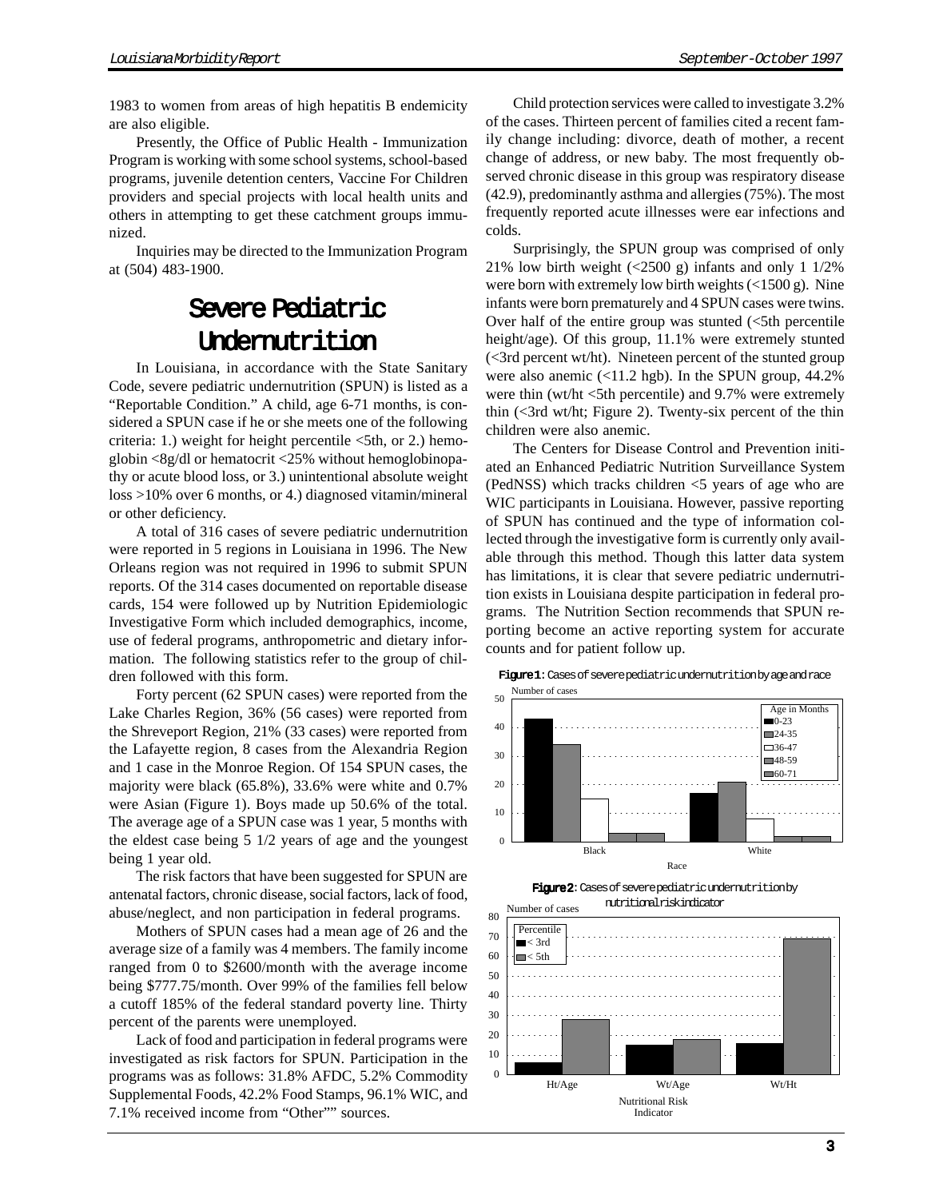1983 to women from areas of high hepatitis B endemicity are also eligible.

Presently, the Office of Public Health - Immunization Program is working with some school systems, school-based programs, juvenile detention centers, Vaccine For Children providers and special projects with local health units and others in attempting to get these catchment groups immunized.

Inquiries may be directed to the Immunization Program at (504) 483-1900.

# Severe Pediatric Undernutrition

In Louisiana, in accordance with the State Sanitary Code, severe pediatric undernutrition (SPUN) is listed as a "Reportable Condition." A child, age 6-71 months, is considered a SPUN case if he or she meets one of the following criteria: 1.) weight for height percentile <5th, or 2.) hemoglobin <8g/dl or hematocrit <25% without hemoglobinopathy or acute blood loss, or 3.) unintentional absolute weight loss >10% over 6 months, or 4.) diagnosed vitamin/mineral or other deficiency.

A total of 316 cases of severe pediatric undernutrition were reported in 5 regions in Louisiana in 1996. The New Orleans region was not required in 1996 to submit SPUN reports. Of the 314 cases documented on reportable disease cards, 154 were followed up by Nutrition Epidemiologic Investigative Form which included demographics, income, use of federal programs, anthropometric and dietary information. The following statistics refer to the group of children followed with this form.

Forty percent (62 SPUN cases) were reported from the Lake Charles Region, 36% (56 cases) were reported from the Shreveport Region, 21% (33 cases) were reported from the Lafayette region, 8 cases from the Alexandria Region and 1 case in the Monroe Region. Of 154 SPUN cases, the majority were black (65.8%), 33.6% were white and 0.7% were Asian (Figure 1). Boys made up 50.6% of the total. The average age of a SPUN case was 1 year, 5 months with the eldest case being 5 1/2 years of age and the youngest being 1 year old.

The risk factors that have been suggested for SPUN are antenatal factors, chronic disease, social factors, lack of food, abuse/neglect, and non participation in federal programs.

Mothers of SPUN cases had a mean age of 26 and the average size of a family was 4 members. The family income ranged from 0 to $2600/month with the average income being $777.75/month. Over 99% of the families fell below a cutoff 185% of the federal standard poverty line. Thirty percent of the parents were unemployed.

Lack of food and participation in federal programs were investigated as risk factors for SPUN. Participation in the programs was as follows: 31.8% AFDC, 5.2% Commodity Supplemental Foods, 42.2% Food Stamps, 96.1% WIC, and 7.1% received income from "Other"" sources.

Child protection services were called to investigate 3.2% of the cases. Thirteen percent of families cited a recent family change including: divorce, death of mother, a recent change of address, or new baby. The most frequently observed chronic disease in this group was respiratory disease (42.9), predominantly asthma and allergies (75%). The most frequently reported acute illnesses were ear infections and colds.

Surprisingly, the SPUN group was comprised of only 21% low birth weight (<2500 g) infants and only 1 1/2% were born with extremely low birth weights (<1500 g). Nine infants were born prematurely and 4 SPUN cases were twins. Over half of the entire group was stunted (<5th percentile height/age). Of this group, 11.1% were extremely stunted (<3rd percent wt/ht). Nineteen percent of the stunted group were also anemic (<11.2 hgb). In the SPUN group, 44.2% were thin (wt/ht <5th percentile) and 9.7% were extremely thin (<3rd wt/ht; Figure 2). Twenty-six percent of the thin children were also anemic.

The Centers for Disease Control and Prevention initiated an Enhanced Pediatric Nutrition Surveillance System (PedNSS) which tracks children <5 years of age who are WIC participants in Louisiana. However, passive reporting of SPUN has continued and the type of information collected through the investigative form is currently only available through this method. Though this latter data system has limitations, it is clear that severe pediatric undernutrition exists in Louisiana despite participation in federal programs. The Nutrition Section recommends that SPUN reporting become an active reporting system for accurate counts and for patient follow up.

**Figure 1**: Cases of severe pediatric undernutrition by age and race

**Figure 2**: Cases of severe pediatric undernutrition by nutritional risk indicator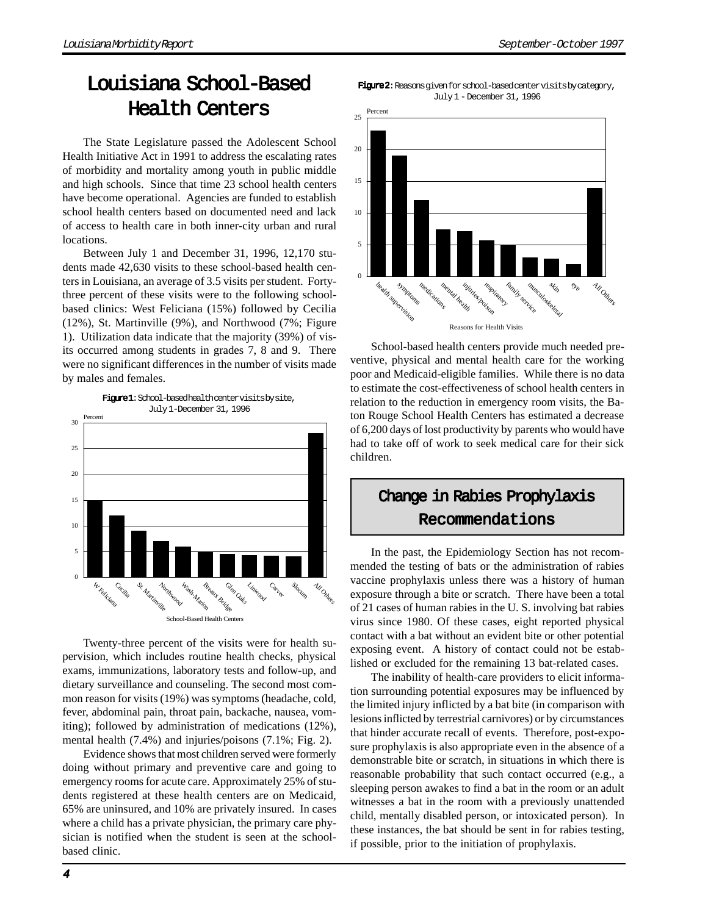# Louisiana School-Based Health Centers

The State Legislature passed the Adolescent School Health Initiative Act in 1991 to address the escalating rates of morbidity and mortality among youth in public middle and high schools. Since that time 23 school health centers have become operational. Agencies are funded to establish school health centers based on documented need and lack of access to health care in both inner-city urban and rural locations.

Between July 1 and December 31, 1996, 12,170 students made 42,630 visits to these school-based health centers in Louisiana, an average of 3.5 visits per student. Forty-three percent of these visits were to the following school-based clinics: West Feliciana (15%) followed by Cecilia (12%), St. Martinville (9%), and Northwood (7%; Figure 1). Utilization data indicate that the majority (39%) of visits occurred among students in grades 7, 8 and 9. There were no significant differences in the number of visits made by males and females.

**Figure 1**: School-based health center visits by site, July 1-December 31, 1996

Twenty-three percent of the visits were for health supervision, which includes routine health checks, physical exams, immunizations, laboratory tests and follow-up, and dietary surveillance and counseling. The second most common reason for visits (19%) was symptoms (headache, cold, fever, abdominal pain, throat pain, backache, nausea, vomiting); followed by administration of medications (12%), mental health (7.4%) and injuries/poisons (7.1%; Fig. 2).

Evidence shows that most children served were formerly doing without primary and preventive care and going to emergency rooms for acute care. Approximately 25% of students registered at these health centers are on Medicaid, 65% are uninsured, and 10% are privately insured. In cases where a child has a private physician, the primary care physician is notified when the student is seen at the school-based clinic.

**Figure 2**: Reasons given for school-based center visits by category, July 1 - December 31, 1996

School-based health centers provide much needed preventive, physical and mental health care for the working poor and Medicaid-eligible families. While there is no data to estimate the cost-effectiveness of school health centers in relation to the reduction in emergency room visits, the Baton Rouge School Health Centers has estimated a decrease of 6,200 days of lost productivity by parents who would have had to take off of work to seek medical care for their sick children.

## Change in Rabies Prophylaxis Recommendations

In the past, the Epidemiology Section has not recommended the testing of bats or the administration of rabies vaccine prophylaxis unless there was a history of human exposure through a bite or scratch. There have been a total of 21 cases of human rabies in the U. S. involving bat rabies virus since 1980. Of these cases, eight reported physical contact with a bat without an evident bite or other potential exposing event. A history of contact could not be established or excluded for the remaining 13 bat-related cases.

The inability of health-care providers to elicit information surrounding potential exposures may be influenced by the limited injury inflicted by a bat bite (in comparison with lesions inflicted by terrestrial carnivores) or by circumstances that hinder accurate recall of events. Therefore, post-exposure prophylaxis is also appropriate even in the absence of a demonstrable bite or scratch, in situations in which there is reasonable probability that such contact occurred (e.g., a sleeping person awakes to find a bat in the room or an adult witnesses a bat in the room with a previously unattended child, mentally disabled person, or intoxicated person). In these instances, the bat should be sent in for rabies testing, if possible, prior to the initiation of prophylaxis.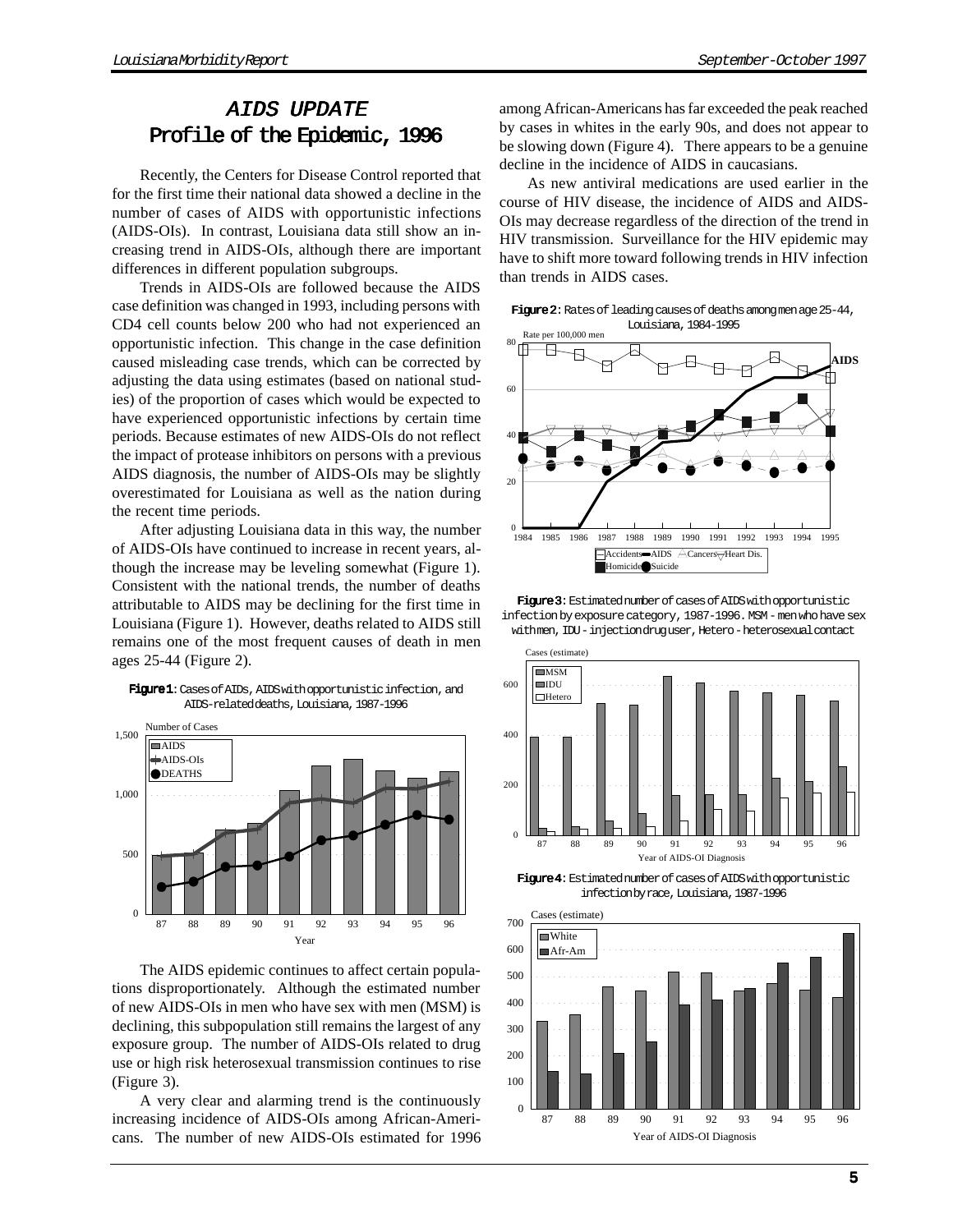# *AIDS UPDATE*
## Profile of the Epidemic, 1996

Recently, the Centers for Disease Control reported that for the first time their national data showed a decline in the number of cases of AIDS with opportunistic infections (AIDS-OIs). In contrast, Louisiana data still show an increasing trend in AIDS-OIs, although there are important differences in different population subgroups.

Trends in AIDS-OIs are followed because the AIDS case definition was changed in 1993, including persons with CD4 cell counts below 200 who had not experienced an opportunistic infection. This change in the case definition caused misleading case trends, which can be corrected by adjusting the data using estimates (based on national studies) of the proportion of cases which would be expected to have experienced opportunistic infections by certain time periods. Because estimates of new AIDS-OIs do not reflect the impact of protease inhibitors on persons with a previous AIDS diagnosis, the number of AIDS-OIs may be slightly overestimated for Louisiana as well as the nation during the recent time periods.

After adjusting Louisiana data in this way, the number of AIDS-OIs have continued to increase in recent years, although the increase may be leveling somewhat (Figure 1). Consistent with the national trends, the number of deaths attributable to AIDS may be declining for the first time in Louisiana (Figure 1). However, deaths related to AIDS still remains one of the most frequent causes of death in men ages 25-44 (Figure 2).

**Figure 1**: Cases of AIDs, AIDS with opportunistic infection, and AIDS-related deaths, Louisiana, 1987-1996

The AIDS epidemic continues to affect certain populations disproportionately. Although the estimated number of new AIDS-OIs in men who have sex with men (MSM) is declining, this subpopulation still remains the largest of any exposure group. The number of AIDS-OIs related to drug use or high risk heterosexual transmission continues to rise (Figure 3).

A very clear and alarming trend is the continuously increasing incidence of AIDS-OIs among African-Americans. The number of new AIDS-OIs estimated for 1996 among African-Americans has far exceeded the peak reached by cases in whites in the early 90s, and does not appear to be slowing down (Figure 4). There appears to be a genuine decline in the incidence of AIDS in caucasians.

As new antiviral medications are used earlier in the course of HIV disease, the incidence of AIDS and AIDS-OIs may decrease regardless of the direction of the trend in HIV transmission. Surveillance for the HIV epidemic may have to shift more toward following trends in HIV infection than trends in AIDS cases.

**Figure 2**: Rates of leading causes of deaths among men age 25-44, Louisiana, 1984-1995

**Figure 3**: Estimated number of cases of AIDS with opportunistic infection by exposure category, 1987-1996. MSM - men who have sex with men, IDU - injection drug user, Hetero - heterosexual contact

**Figure 4**: Estimated number of cases of AIDS with opportunistic infection by race, Louisiana, 1987-1996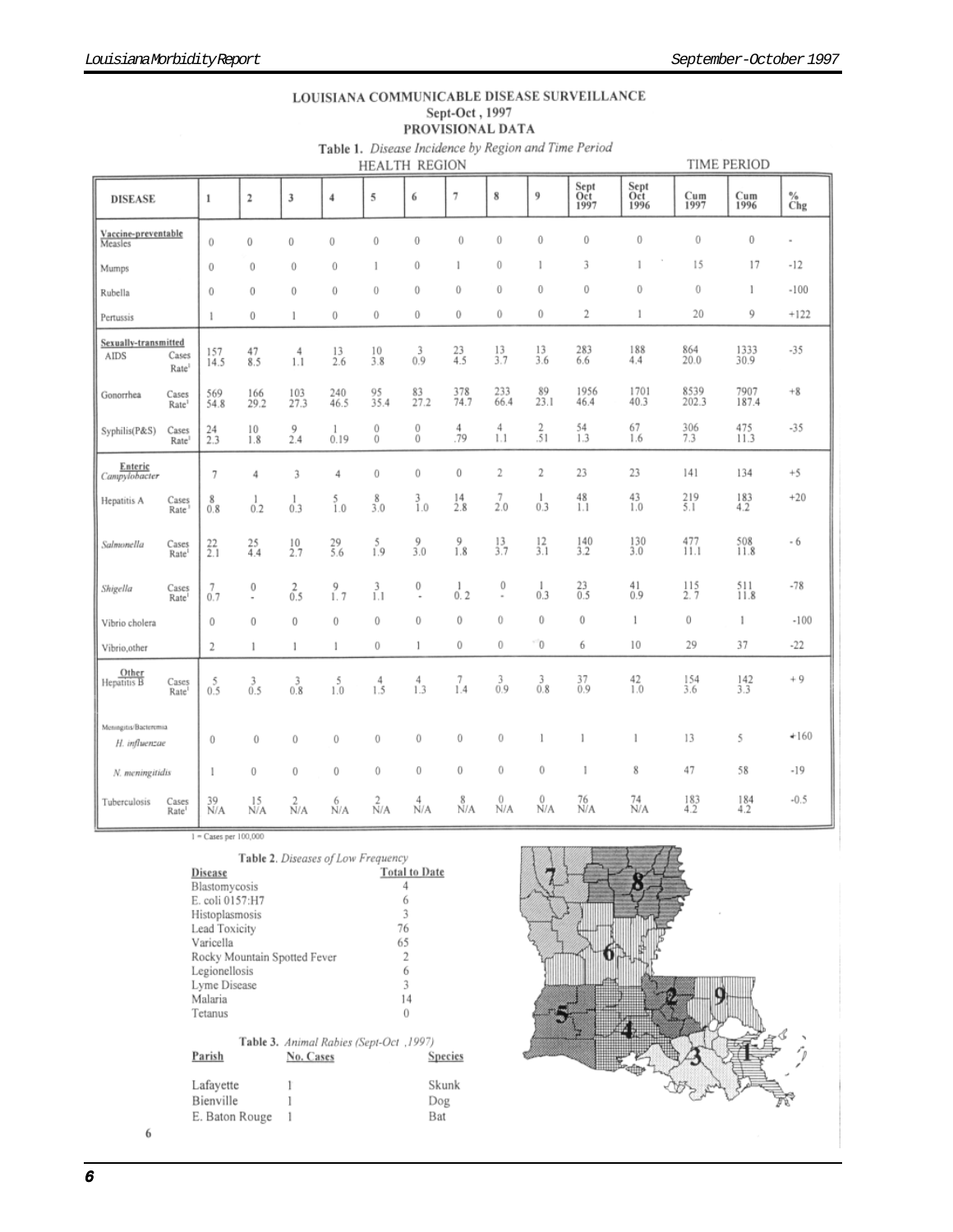## LOUISIANA COMMUNICABLE DISEASE SURVEILLANCE
### Sept-Oct , 1997
### PROVISIONAL DATA

**Table 1.** *Disease Incidence by Region and Time Period*

| DISEASE | | HEALTH REGION 1 | 2 | 3 | 4 | 5 | 6 | 7 | 8 | 9 | TIME PERIOD Sept Oct 1997 | Sept Oct 1996 | Cum 1997 | Cum 1996 | % Chg |
|---|---|---|---|---|---|---|---|---|---|---|---|---|---|---|---|
| **Vaccine-preventable** Measles | | 0 | 0 | 0 | 0 | 0 | 0 | 0 | 0 | 0 | 0 | 0 | 0 | 0 | - |
| Mumps | | 0 | 0 | 0 | 0 | 1 | 0 | 1 | 0 | 1 | 3 | 1 | 15 | 17 | -12 |
| Rubella | | 0 | 0 | 0 | 0 | 0 | 0 | 0 | 0 | 0 | 0 | 0 | 0 | 1 | -100 |
| Pertussis | | 1 | 0 | 1 | 0 | 0 | 0 | 0 | 0 | 0 | 2 | 1 | 20 | 9 | +122 |
| **Sexually-transmitted** AIDS | Cases | 157 | 47 | 4 | 13 | 10 | 3 | 23 | 13 | 13 | 283 | 188 | 864 | 1333 | -35 |
| | Rate[1] | 14.5 | 8.5 | 1.1 | 2.6 | 3.8 | 0.9 | 4.5 | 3.7 | 3.6 | 6.6 | 4.4 | 20.0 | 30.9 | |
| Gonorrhea | Cases | 569 | 166 | 103 | 240 | 95 | 83 | 378 | 233 | 89 | 1956 | 1701 | 8539 | 7907 | +8 |
| | Rate[1] | 54.8 | 29.2 | 27.3 | 46.5 | 35.4 | 27.2 | 74.7 | 66.4 | 23.1 | 46.4 | 40.3 | 202.3 | 187.4 | |
| Syphilis(P&S) | Cases | 24 | 10 | 9 | 1 | 0 | 0 | 4 | 4 | 2 | 54 | 67 | 306 | 475 | -35 |
| | Rate[1] | 2.3 | 1.8 | 2.4 | 0.19 | 0 | 0 | .79 | 1.1 | .51 | 1.3 | 1.6 | 7.3 | 11.3 | |
| **Enteric** *Campylobacter* | | 7 | 4 | 3 | 4 | 0 | 0 | 0 | 2 | 2 | 23 | 23 | 141 | 134 | +5 |
| Hepatitis A | Cases | 8 | 1 | 1 | 5 | 8 | 3 | 14 | 7 | 1 | 48 | 43 | 219 | 183 | +20 |
| | Rate[1] | 0.8 | 0.2 | 0.3 | 1.0 | 3.0 | 1.0 | 2.8 | 2.0 | 0.3 | 1.1 | 1.0 | 5.1 | 4.2 | |
| *Salmonella* | Cases | 22 | 25 | 10 | 29 | 5 | 9 | 9 | 13 | 12 | 140 | 130 | 477 | 508 | - 6 |
| | Rate[1] | 2.1 | 4.4 | 2.7 | 5.6 | 1.9 | 3.0 | 1.8 | 3.7 | 3.1 | 3.2 | 3.0 | 11.1 | 11.8 | |
| *Shigella* | Cases | 7 | 0 | 2 | 9 | 3 | 0 | 1 | 0 | 1 | 23 | 41 | 115 | 511 | -78 |
| | Rate[1] | 0.7 | - | 0.5 | 1.7 | 1.1 | - | 0.2 | - | 0.3 | 0.5 | 0.9 | 2.7 | 11.8 | |
| Vibrio cholera | | 0 | 0 | 0 | 0 | 0 | 0 | 0 | 0 | 0 | 0 | 1 | 0 | 1 | -100 |
| Vibrio,other | | 2 | 1 | 1 | 1 | 0 | 1 | 0 | 0 | 0 | 6 | 10 | 29 | 37 | -22 |
| **Other** Hepatitis B | Cases | 5 | 3 | 3 | 5 | 4 | 4 | 7 | 3 | 3 | 37 | 42 | 154 | 142 | + 9 |
| | Rate[1] | 0.5 | 0.5 | 0.8 | 1.0 | 1.5 | 1.3 | 1.4 | 0.9 | 0.8 | 0.9 | 1.0 | 3.6 | 3.3 | |
| Meningitis/Bacteremia *H. influenzae* | | 0 | 0 | 0 | 0 | 0 | 0 | 0 | 0 | 1 | 1 | 1 | 13 | 5 | +160 |
| *N. meningitidis* | | 1 | 0 | 0 | 0 | 0 | 0 | 0 | 0 | 0 | 1 | 8 | 47 | 58 | -19 |
| Tuberculosis | Cases | 39 | 15 | 2 | 6 | 2 | 4 | 8 | 0 | 0 | 76 | 74 | 183 | 184 | -0.5 |
| | Rate[1] | N/A | N/A | N/A | N/A | N/A | N/A | N/A | N/A | N/A | N/A | N/A | 4.2 | 4.2 | |

1 = Cases per 100,000

**Table 2.** *Diseases of Low Frequency*

| Disease | Total to Date |
|---|---|
| Blastomycosis | 4 |
| E. coli 0157:H7 | 6 |
| Histoplasmosis | 3 |
| Lead Toxicity | 76 |
| Varicella | 65 |
| Rocky Mountain Spotted Fever | 2 |
| Legionellosis | 6 |
| Lyme Disease | 3 |
| Malaria | 14 |
| Tetanus | 0 |

**Table 3.** *Animal Rabies (Sept-Oct ,1997)*

| Parish | No. Cases | Species |
|---|---|---|
| Lafayette | 1 | Skunk |
| Bienville | 1 | Dog |
| E. Baton Rouge | 1 | Bat |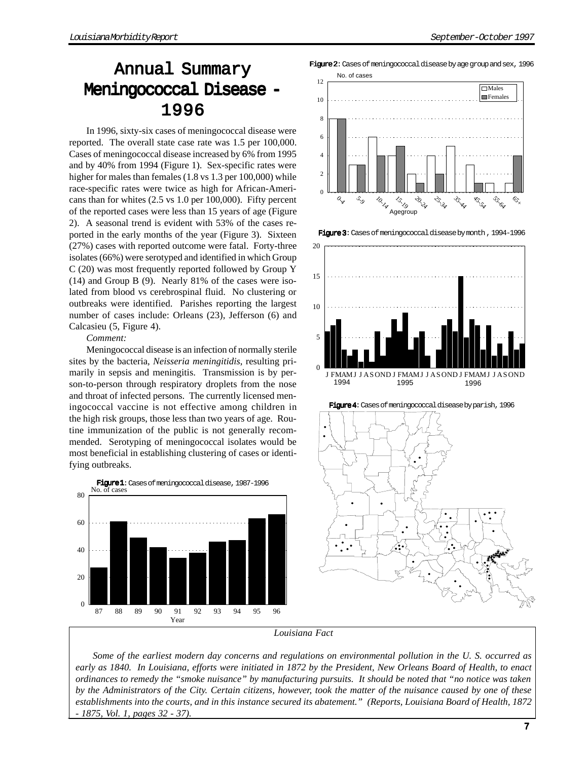# Annual Summary Meningococcal Disease - 1996

In 1996, sixty-six cases of meningococcal disease were reported. The overall state case rate was 1.5 per 100,000. Cases of meningococcal disease increased by 6% from 1995 and by 40% from 1994 (Figure 1). Sex-specific rates were higher for males than females (1.8 vs 1.3 per 100,000) while race-specific rates were twice as high for African-Americans than for whites (2.5 vs 1.0 per 100,000). Fifty percent of the reported cases were less than 15 years of age (Figure 2). A seasonal trend is evident with 53% of the cases reported in the early months of the year (Figure 3). Sixteen (27%) cases with reported outcome were fatal. Forty-three isolates (66%) were serotyped and identified in which Group C (20) was most frequently reported followed by Group Y (14) and Group B (9). Nearly 81% of the cases were isolated from blood vs cerebrospinal fluid. No clustering or outbreaks were identified. Parishes reporting the largest number of cases include: Orleans (23), Jefferson (6) and Calcasieu (5, Figure 4).

*Comment:*

Meningococcal disease is an infection of normally sterile sites by the bacteria, *Neisseria meningitidis*, resulting primarily in sepsis and meningitis. Transmission is by person-to-person through respiratory droplets from the nose and throat of infected persons. The currently licensed meningococcal vaccine is not effective among children in the high risk groups, those less than two years of age. Routine immunization of the public is not generally recommended. Serotyping of meningococcal isolates would be most beneficial in establishing clustering of cases or identifying outbreaks.

**Figure 1**: Cases of meningococcal disease, 1987-1996

**Figure 2**: Cases of meningococcal disease by age group and sex, 1996

**Figure 3**: Cases of meningococcal disease by month, 1994-1996

**Figure 4**: Cases of meningococcal disease by parish, 1996

*Louisiana Fact*

*Some of the earliest modern day concerns and regulations on environmental pollution in the U. S. occurred as early as 1840. In Louisiana, efforts were initiated in 1872 by the President, New Orleans Board of Health, to enact ordinances to remedy the "smoke nuisance" by manufacturing pursuits. It should be noted that "no notice was taken by the Administrators of the City. Certain citizens, however, took the matter of the nuisance caused by one of these establishments into the courts, and in this instance secured its abatement." (Reports, Louisiana Board of Health, 1872 - 1875, Vol. 1, pages 32 - 37).*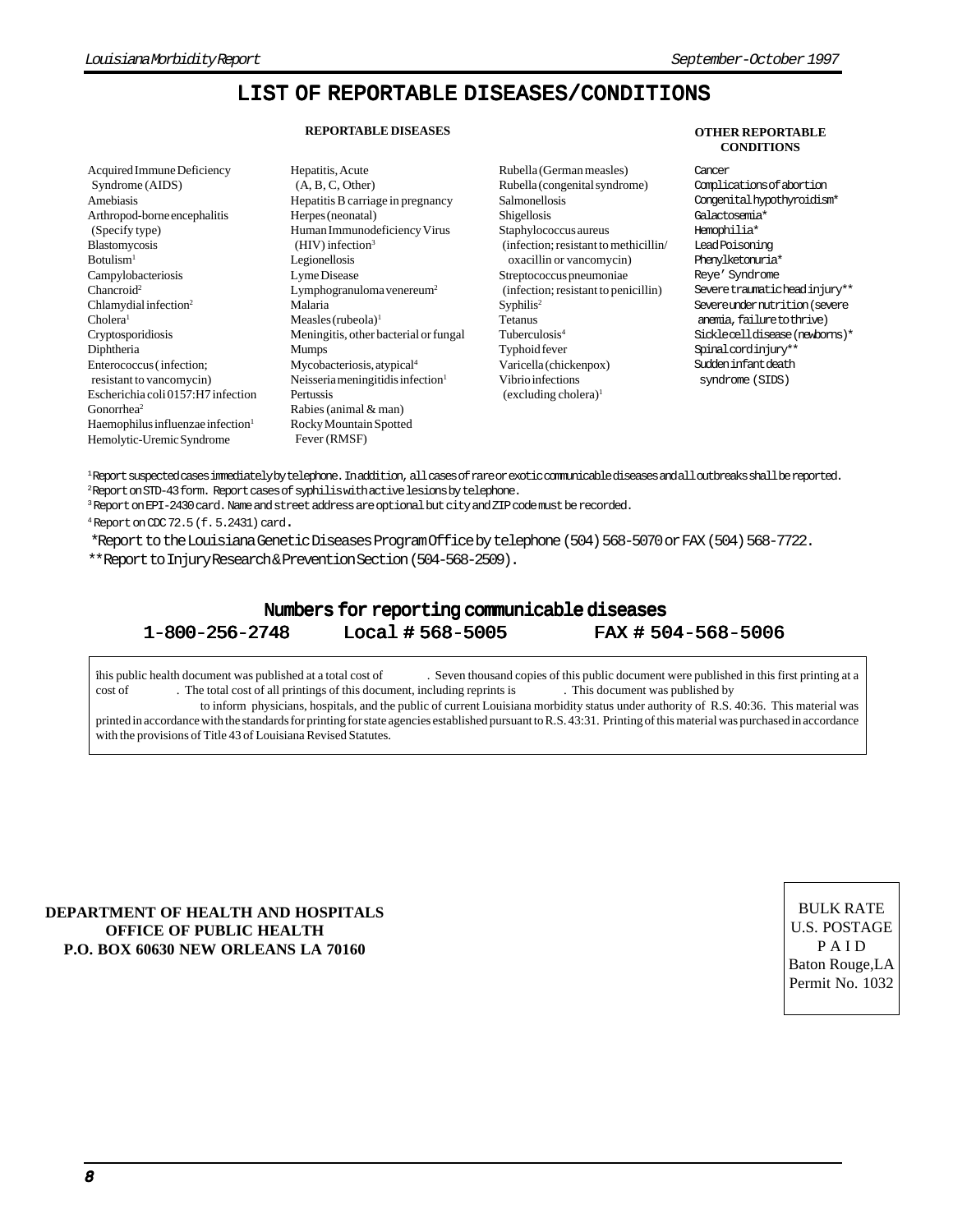# LIST OF REPORTABLE DISEASES/CONDITIONS

**REPORTABLE DISEASES**

Acquired Immune Deficiency Syndrome (AIDS)
Amebiasis
Arthropod-borne encephalitis (Specify type)
Blastomycosis
Botulism[1]
Campylobacteriosis
Chancroid[2]
Chlamydial infection[2]
Cholera[1]
Cryptosporidiosis
Diphtheria
Enterococcus (infection; resistant to vancomycin)
Escherichia coli 0157:H7 infection
Gonorrhea[2]
Haemophilus influenzae infection[1]
Hemolytic-Uremic Syndrome
Hepatitis, Acute (A, B, C, Other)
Hepatitis B carriage in pregnancy
Herpes (neonatal)
Human Immunodeficiency Virus (HIV) infection[3]
Legionellosis
Lyme Disease
Lymphogranuloma venereum[2]
Malaria
Measles (rubeola)[1]
Meningitis, other bacterial or fungal
Mumps
Mycobacteriosis, atypical[4]
Neisseria meningitidis infection[1]
Pertussis
Rabies (animal & man)
Rocky Mountain Spotted Fever (RMSF)
Rubella (German measles)
Rubella (congenital syndrome)
Salmonellosis
Shigellosis
Staphylococcus aureus (infection; resistant to methicillin/ oxacillin or vancomycin)
Streptococcus pneumoniae (infection; resistant to penicillin)
Syphilis[2]
Tetanus
Tuberculosis[4]
Typhoid fever
Varicella (chickenpox)
Vibrio infections (excluding cholera)[1]

**OTHER REPORTABLE CONDITIONS**

Cancer
Complications of abortion
Congenital hypothyroidism*
Galactosemia*
Hemophilia*
Lead Poisoning
Phenylketonuria*
Reye' Syndrome
Severe traumatic head injury**
Severe under nutrition (severe anemia, failure to thrive)
Sickle cell disease (newborns)*
Spinal cord injury**
Sudden infant death syndrome (SIDS)

[1] Report suspected cases immediately by telephone. In addition, all cases of rare or exotic communicable diseases and all outbreaks shall be reported.
[2] Report on STD-43 form. Report cases of syphilis with active lesions by telephone.
[3] Report on EPI-2430 card. Name and street address are optional but city and ZIP code must be recorded.
[4] Report on CDC 72.5 (f. 5.2431) card.
*Report to the Louisiana Genetic Diseases Program Office by telephone (504) 568-5070 or FAX (504) 568-7722.
**Report to Injury Research & Prevention Section (504-568-2509).

## Numbers for reporting communicable diseases

1-800-256-2748 Local # 568-5005 FAX # 504-568-5006

This public health document was published at a total cost of . Seven thousand copies of this public document were published in this first printing at a cost of . The total cost of all printings of this document, including reprints is . This document was published by to inform physicians, hospitals, and the public of current Louisiana morbidity status under authority of R.S. 40:36. This material was printed in accordance with the standards for printing for state agencies established pursuant to R.S. 43:31. Printing of this material was purchased in accordance with the provisions of Title 43 of Louisiana Revised Statutes.

**DEPARTMENT OF HEALTH AND HOSPITALS**
**OFFICE OF PUBLIC HEALTH**
**P.O. BOX 60630 NEW ORLEANS LA 70160**

BULK RATE
U.S. POSTAGE
P A I D
Baton Rouge, LA
Permit No. 1032